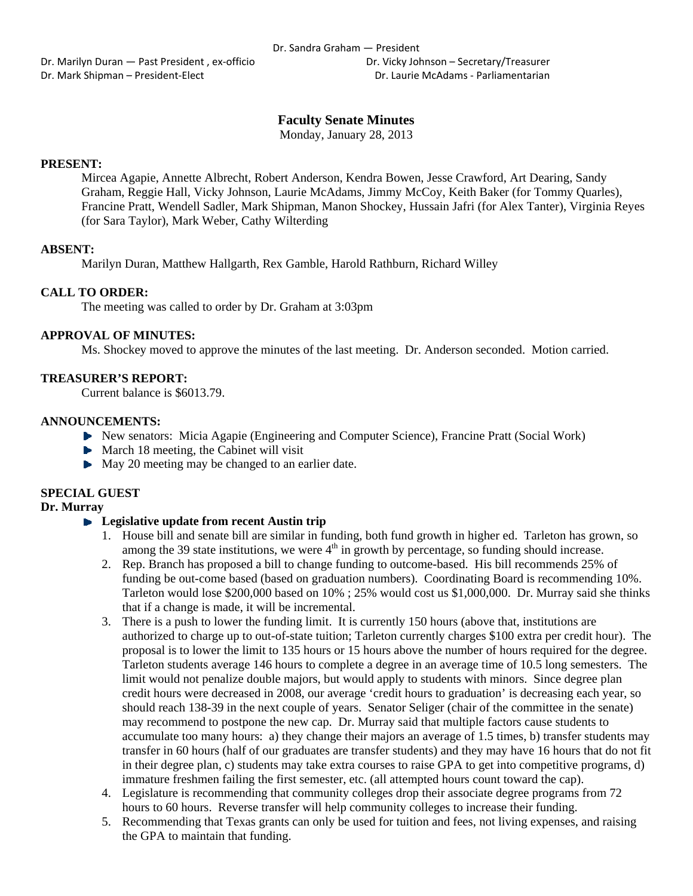Dr. Sandra Graham — President

Dr. Marilyn Duran — Past President , ex-officio

Dr. Vicky Johnson – Secretary/Treasurer

Dr. Mark Shipman – President-Elect

Dr. Laurie McAdams - Parliamentarian

# Faculty Senate Minutes

Monday, January 28, 2013

**PRESENT:**

Mircea Agapie, Annette Albrecht, Robert Anderson, Kendra Bowen, Jesse Crawford, Art Dearing, Sandy Graham, Reggie Hall, Vicky Johnson, Laurie McAdams, Jimmy McCoy, Keith Baker (for Tommy Quarles), Francine Pratt, Wendell Sadler, Mark Shipman, Manon Shockey, Hussain Jafri (for Alex Tanter), Virginia Reyes (for Sara Taylor), Mark Weber, Cathy Wilterding

**ABSENT:**

Marilyn Duran, Matthew Hallgarth, Rex Gamble, Harold Rathburn, Richard Willey

**CALL TO ORDER:**

The meeting was called to order by Dr. Graham at 3:03pm

**APPROVAL OF MINUTES:**

Ms. Shockey moved to approve the minutes of the last meeting. Dr. Anderson seconded. Motion carried.

**TREASURER'S REPORT:**

Current balance is $6013.79.

**ANNOUNCEMENTS:**

- New senators: Micia Agapie (Engineering and Computer Science), Francine Pratt (Social Work)
- March 18 meeting, the Cabinet will visit
- May 20 meeting may be changed to an earlier date.

**SPECIAL GUEST**

**Dr. Murray**

- **Legislative update from recent Austin trip**
  1. House bill and senate bill are similar in funding, both fund growth in higher ed. Tarleton has grown, so among the 39 state institutions, we were 4th in growth by percentage, so funding should increase.
  2. Rep. Branch has proposed a bill to change funding to outcome-based. His bill recommends 25% of funding be out-come based (based on graduation numbers). Coordinating Board is recommending 10%. Tarleton would lose $200,000 based on 10% ; 25% would cost us $1,000,000. Dr. Murray said she thinks that if a change is made, it will be incremental.
  3. There is a push to lower the funding limit. It is currently 150 hours (above that, institutions are authorized to charge up to out-of-state tuition; Tarleton currently charges $100 extra per credit hour). The proposal is to lower the limit to 135 hours or 15 hours above the number of hours required for the degree. Tarleton students average 146 hours to complete a degree in an average time of 10.5 long semesters. The limit would not penalize double majors, but would apply to students with minors. Since degree plan credit hours were decreased in 2008, our average 'credit hours to graduation' is decreasing each year, so should reach 138-39 in the next couple of years. Senator Seliger (chair of the committee in the senate) may recommend to postpone the new cap. Dr. Murray said that multiple factors cause students to accumulate too many hours: a) they change their majors an average of 1.5 times, b) transfer students may transfer in 60 hours (half of our graduates are transfer students) and they may have 16 hours that do not fit in their degree plan, c) students may take extra courses to raise GPA to get into competitive programs, d) immature freshmen failing the first semester, etc. (all attempted hours count toward the cap).
  4. Legislature is recommending that community colleges drop their associate degree programs from 72 hours to 60 hours. Reverse transfer will help community colleges to increase their funding.
  5. Recommending that Texas grants can only be used for tuition and fees, not living expenses, and raising the GPA to maintain that funding.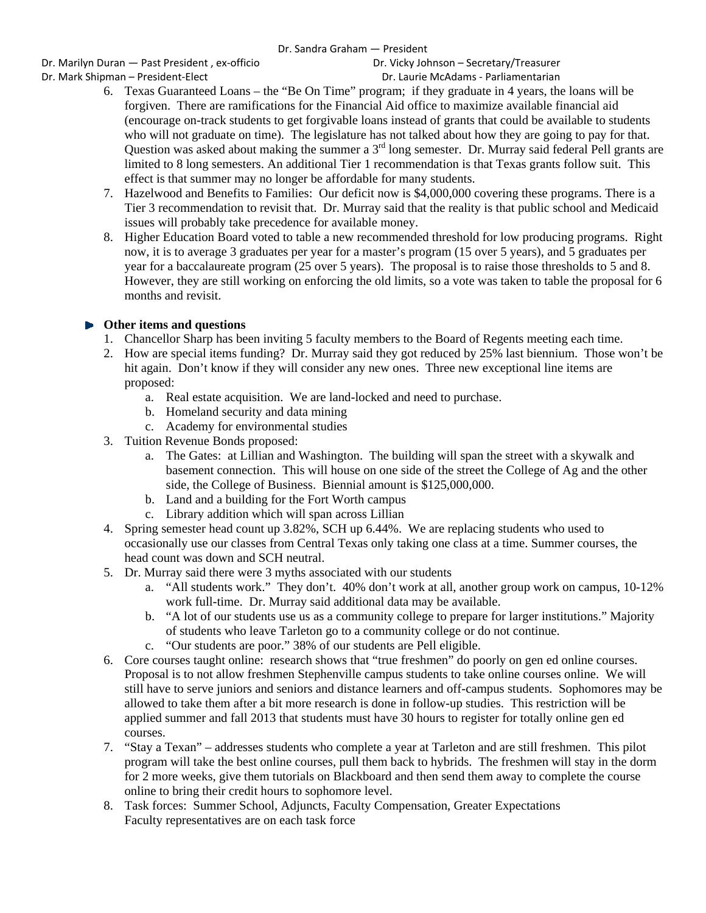6. Texas Guaranteed Loans – the "Be On Time" program; if they graduate in 4 years, the loans will be forgiven. There are ramifications for the Financial Aid office to maximize available financial aid (encourage on-track students to get forgivable loans instead of grants that could be available to students who will not graduate on time). The legislature has not talked about how they are going to pay for that. Question was asked about making the summer a 3rd long semester. Dr. Murray said federal Pell grants are limited to 8 long semesters. An additional Tier 1 recommendation is that Texas grants follow suit. This effect is that summer may no longer be affordable for many students.
7. Hazelwood and Benefits to Families: Our deficit now is $4,000,000 covering these programs. There is a Tier 3 recommendation to revisit that. Dr. Murray said that the reality is that public school and Medicaid issues will probably take precedence for available money.
8. Higher Education Board voted to table a new recommended threshold for low producing programs. Right now, it is to average 3 graduates per year for a master's program (15 over 5 years), and 5 graduates per year for a baccalaureate program (25 over 5 years). The proposal is to raise those thresholds to 5 and 8. However, they are still working on enforcing the old limits, so a vote was taken to table the proposal for 6 months and revisit.

- **Other items and questions**
  1. Chancellor Sharp has been inviting 5 faculty members to the Board of Regents meeting each time.
  2. How are special items funding? Dr. Murray said they got reduced by 25% last biennium. Those won't be hit again. Don't know if they will consider any new ones. Three new exceptional line items are proposed:
     a. Real estate acquisition. We are land-locked and need to purchase.
     b. Homeland security and data mining
     c. Academy for environmental studies
  3. Tuition Revenue Bonds proposed:
     a. The Gates: at Lillian and Washington. The building will span the street with a skywalk and basement connection. This will house on one side of the street the College of Ag and the other side, the College of Business. Biennial amount is $125,000,000.
     b. Land and a building for the Fort Worth campus
     c. Library addition which will span across Lillian
  4. Spring semester head count up 3.82%, SCH up 6.44%. We are replacing students who used to occasionally use our classes from Central Texas only taking one class at a time. Summer courses, the head count was down and SCH neutral.
  5. Dr. Murray said there were 3 myths associated with our students
     a. "All students work." They don't. 40% don't work at all, another group work on campus, 10-12% work full-time. Dr. Murray said additional data may be available.
     b. "A lot of our students use us as a community college to prepare for larger institutions." Majority of students who leave Tarleton go to a community college or do not continue.
     c. "Our students are poor." 38% of our students are Pell eligible.
  6. Core courses taught online: research shows that "true freshmen" do poorly on gen ed online courses. Proposal is to not allow freshmen Stephenville campus students to take online courses online. We will still have to serve juniors and seniors and distance learners and off-campus students. Sophomores may be allowed to take them after a bit more research is done in follow-up studies. This restriction will be applied summer and fall 2013 that students must have 30 hours to register for totally online gen ed courses.
  7. "Stay a Texan" – addresses students who complete a year at Tarleton and are still freshmen. This pilot program will take the best online courses, pull them back to hybrids. The freshmen will stay in the dorm for 2 more weeks, give them tutorials on Blackboard and then send them away to complete the course online to bring their credit hours to sophomore level.
  8. Task forces: Summer School, Adjuncts, Faculty Compensation, Greater Expectations
     Faculty representatives are on each task force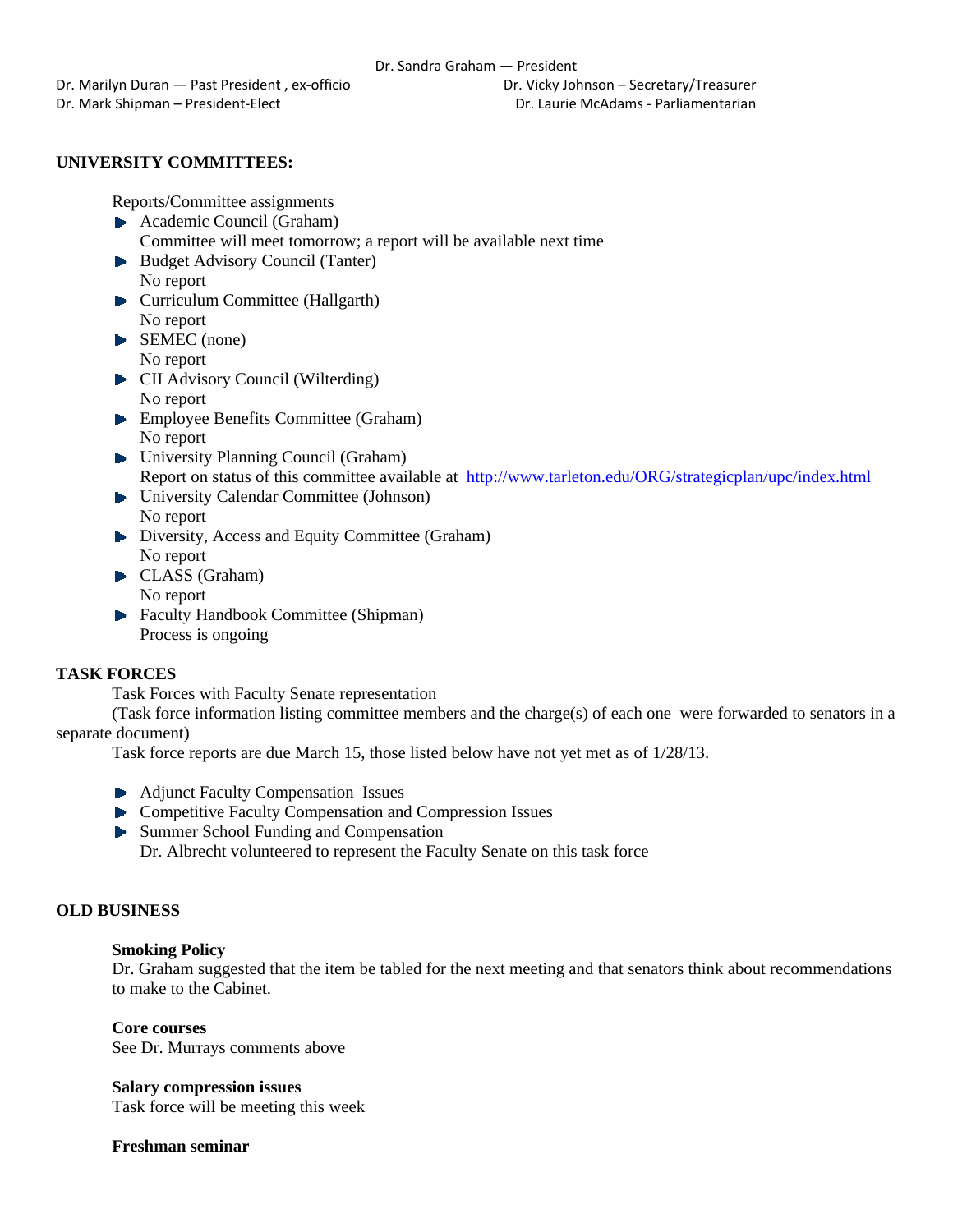Dr. Sandra Graham — President

Dr. Marilyn Duran — Past President , ex-officio

Dr. Vicky Johnson – Secretary/Treasurer

Dr. Mark Shipman – President-Elect

Dr. Laurie McAdams - Parliamentarian

## UNIVERSITY COMMITTEES:

Reports/Committee assignments

- Academic Council (Graham)
  Committee will meet tomorrow; a report will be available next time
- Budget Advisory Council (Tanter)
  No report
- Curriculum Committee (Hallgarth)
  No report
- SEMEC (none)
  No report
- CII Advisory Council (Wilterding)
  No report
- Employee Benefits Committee (Graham)
  No report
- University Planning Council (Graham)
  Report on status of this committee available at http://www.tarleton.edu/ORG/strategicplan/upc/index.html
- University Calendar Committee (Johnson)
  No report
- Diversity, Access and Equity Committee (Graham)
  No report
- CLASS (Graham)
  No report
- Faculty Handbook Committee (Shipman)
  Process is ongoing

## TASK FORCES

Task Forces with Faculty Senate representation

(Task force information listing committee members and the charge(s) of each one were forwarded to senators in a separate document)

Task force reports are due March 15, those listed below have not yet met as of 1/28/13.

- Adjunct Faculty Compensation Issues
- Competitive Faculty Compensation and Compression Issues
- Summer School Funding and Compensation
  Dr. Albrecht volunteered to represent the Faculty Senate on this task force

## OLD BUSINESS

**Smoking Policy**
Dr. Graham suggested that the item be tabled for the next meeting and that senators think about recommendations to make to the Cabinet.

**Core courses**
See Dr. Murrays comments above

**Salary compression issues**
Task force will be meeting this week

**Freshman seminar**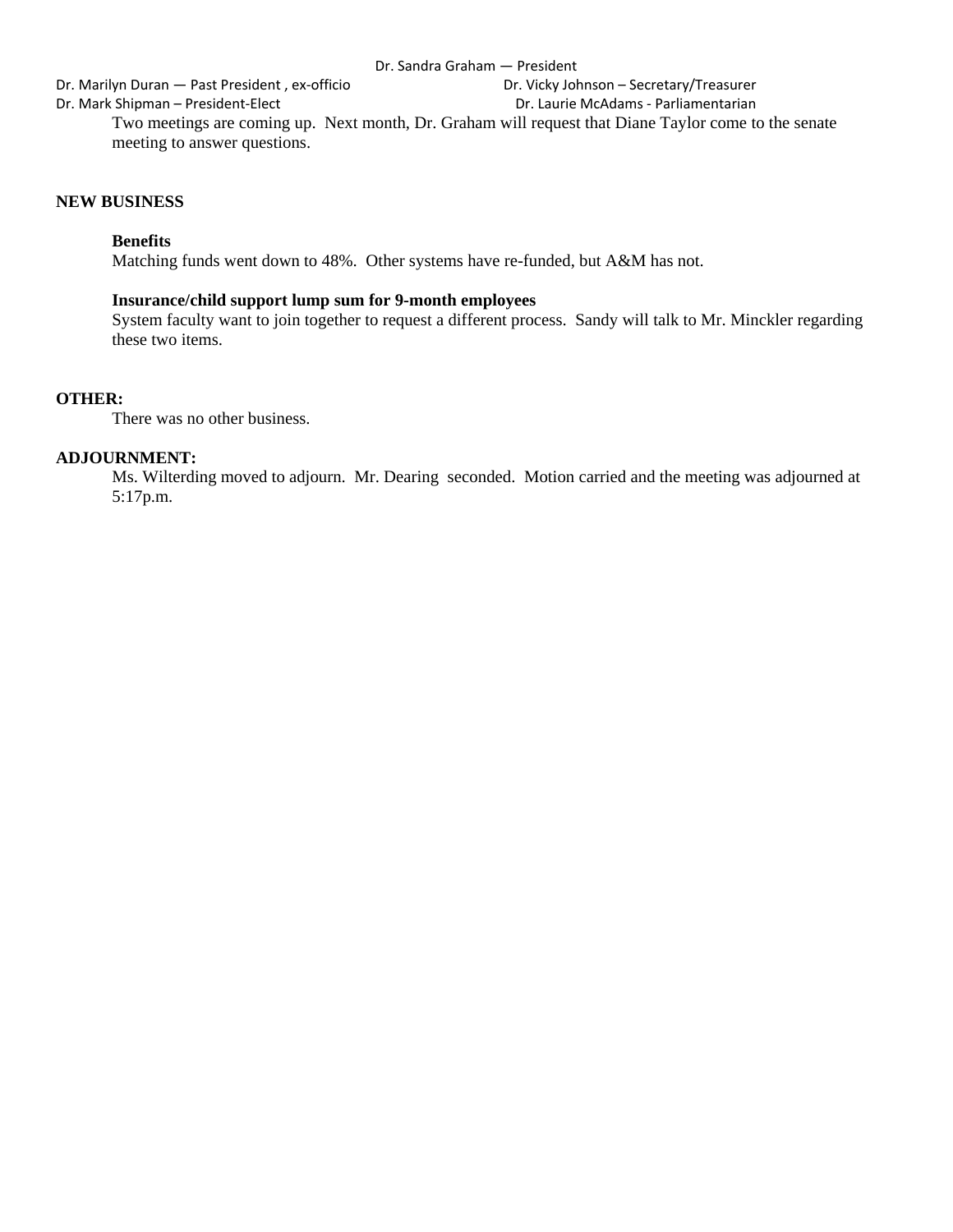Two meetings are coming up. Next month, Dr. Graham will request that Diane Taylor come to the senate meeting to answer questions.

**NEW BUSINESS**

**Benefits**
Matching funds went down to 48%. Other systems have re-funded, but A&M has not.

**Insurance/child support lump sum for 9-month employees**
System faculty want to join together to request a different process. Sandy will talk to Mr. Minckler regarding these two items.

**OTHER:**
There was no other business.

**ADJOURNMENT:**
Ms. Wilterding moved to adjourn. Mr. Dearing seconded. Motion carried and the meeting was adjourned at 5:17p.m.